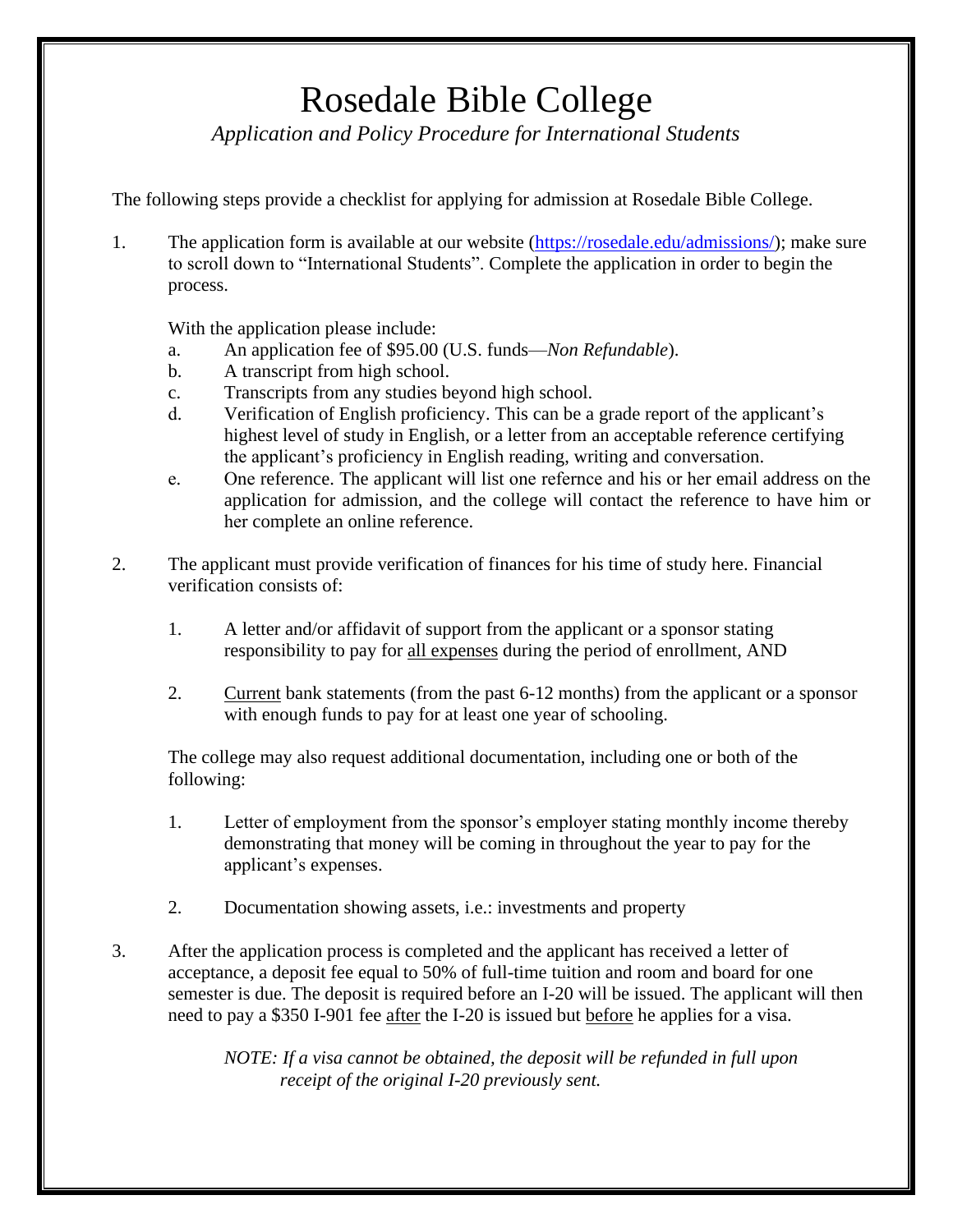# Rosedale Bible College

*Application and Policy Procedure for International Students*

The following steps provide a checklist for applying for admission at Rosedale Bible College.

1. The application form is available at our website ([https://rosedale.edu/admissions/](https://rosedale.edu/admissions/)); make sure to scroll down to "International Students". Complete the application in order to begin the process.

   With the application please include:

   a. An application fee of $95.00 (U.S. funds—*Non Refundable*).
   b. A transcript from high school.
   c. Transcripts from any studies beyond high school.
   d. Verification of English proficiency. This can be a grade report of the applicant's highest level of study in English, or a letter from an acceptable reference certifying the applicant's proficiency in English reading, writing and conversation.
   e. One reference. The applicant will list one refernce and his or her email address on the application for admission, and the college will contact the reference to have him or her complete an online reference.

2. The applicant must provide verification of finances for his time of study here. Financial verification consists of:

   1. A letter and/or affidavit of support from the applicant or a sponsor stating responsibility to pay for <u>all expenses</u> during the period of enrollment, AND

   2. <u>Current</u> bank statements (from the past 6-12 months) from the applicant or a sponsor with enough funds to pay for at least one year of schooling.

   The college may also request additional documentation, including one or both of the following:

   1. Letter of employment from the sponsor's employer stating monthly income thereby demonstrating that money will be coming in throughout the year to pay for the applicant's expenses.

   2. Documentation showing assets, i.e.: investments and property

3. After the application process is completed and the applicant has received a letter of acceptance, a deposit fee equal to 50% of full-time tuition and room and board for one semester is due. The deposit is required before an I-20 will be issued. The applicant will then need to pay a $350 I-901 fee <u>after</u> the I-20 is issued but <u>before</u> he applies for a visa.

   *NOTE: If a visa cannot be obtained, the deposit will be refunded in full upon receipt of the original I-20 previously sent.*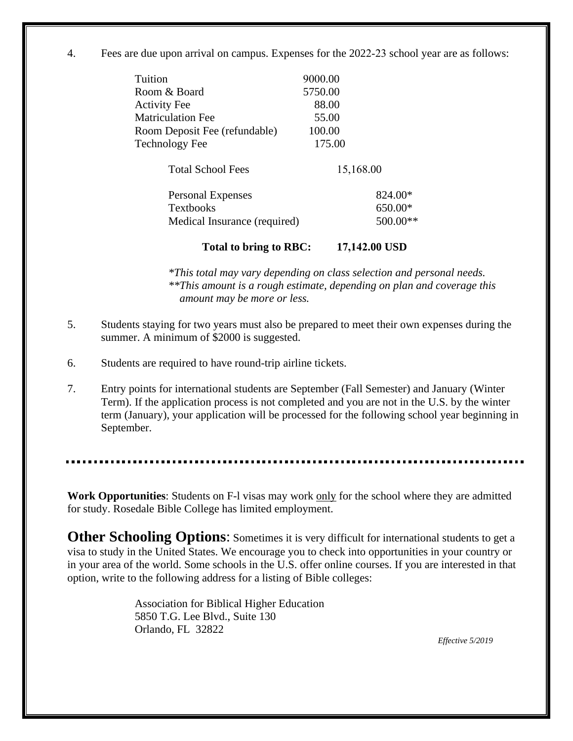4. Fees are due upon arrival on campus. Expenses for the 2022-23 school year are as follows:

| | | |
|---|---|---|
| Tuition | 9000.00 | |
| Room & Board | 5750.00 | |
| Activity Fee | 88.00 | |
| Matriculation Fee | 55.00 | |
| Room Deposit Fee (refundable) | 100.00 | |
| Technology Fee | 175.00 | |
| Total School Fees | 15,168.00 | |
| Personal Expenses | | 824.00* |
| Textbooks | | 650.00* |
| Medical Insurance (required) | | 500.00** |
| **Total to bring to RBC:** | **17,142.00 USD** | |

*\*This total may vary depending on class selection and personal needs.*
*\*\*This amount is a rough estimate, depending on plan and coverage this amount may be more or less.*

5. Students staying for two years must also be prepared to meet their own expenses during the summer. A minimum of $2000 is suggested.

6. Students are required to have round-trip airline tickets.

7. Entry points for international students are September (Fall Semester) and January (Winter Term). If the application process is not completed and you are not in the U.S. by the winter term (January), your application will be processed for the following school year beginning in September.

---

**Work Opportunities**: Students on F-l visas may work <u>only</u> for the school where they are admitted for study. Rosedale Bible College has limited employment.

**Other Schooling Options**: Sometimes it is very difficult for international students to get a visa to study in the United States. We encourage you to check into opportunities in your country or in your area of the world. Some schools in the U.S. offer online courses. If you are interested in that option, write to the following address for a listing of Bible colleges:

Association for Biblical Higher Education
5850 T.G. Lee Blvd., Suite 130
Orlando, FL 32822

*Effective 5/2019*